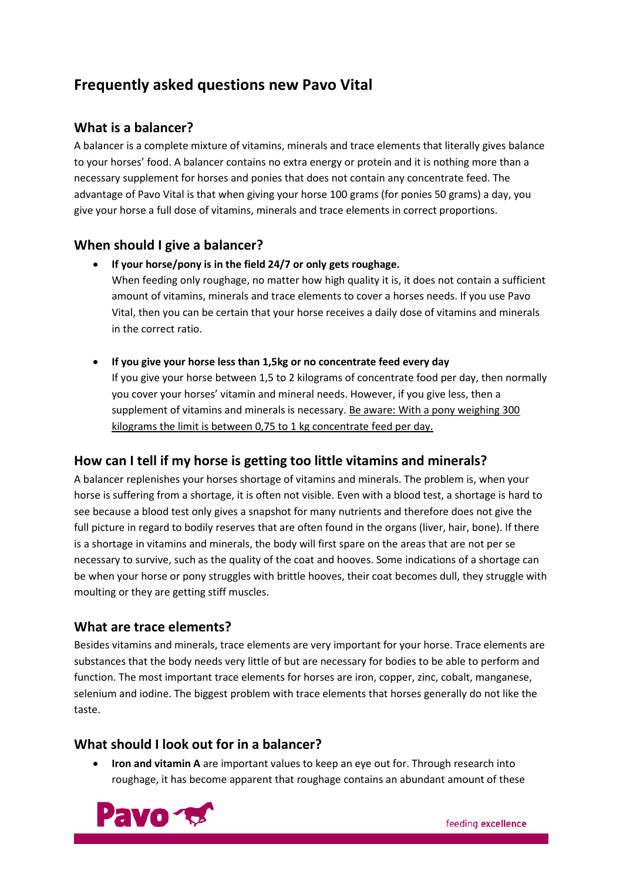# Frequently asked questions new Pavo Vital

## What is a balancer?

A balancer is a complete mixture of vitamins, minerals and trace elements that literally gives balance to your horses' food. A balancer contains no extra energy or protein and it is nothing more than a necessary supplement for horses and ponies that does not contain any concentrate feed. The advantage of Pavo Vital is that when giving your horse 100 grams (for ponies 50 grams) a day, you give your horse a full dose of vitamins, minerals and trace elements in correct proportions.

## When should I give a balancer?

- **If your horse/pony is in the field 24/7 or only gets roughage.**
  When feeding only roughage, no matter how high quality it is, it does not contain a sufficient amount of vitamins, minerals and trace elements to cover a horses needs. If you use Pavo Vital, then you can be certain that your horse receives a daily dose of vitamins and minerals in the correct ratio.

- **If you give your horse less than 1,5kg or no concentrate feed every day**
  If you give your horse between 1,5 to 2 kilograms of concentrate food per day, then normally you cover your horses' vitamin and mineral needs. However, if you give less, then a supplement of vitamins and minerals is necessary. <u>Be aware: With a pony weighing 300 kilograms the limit is between 0,75 to 1 kg concentrate feed per day.</u>

## How can I tell if my horse is getting too little vitamins and minerals?

A balancer replenishes your horses shortage of vitamins and minerals. The problem is, when your horse is suffering from a shortage, it is often not visible. Even with a blood test, a shortage is hard to see because a blood test only gives a snapshot for many nutrients and therefore does not give the full picture in regard to bodily reserves that are often found in the organs (liver, hair, bone). If there is a shortage in vitamins and minerals, the body will first spare on the areas that are not per se necessary to survive, such as the quality of the coat and hooves. Some indications of a shortage can be when your horse or pony struggles with brittle hooves, their coat becomes dull, they struggle with moulting or they are getting stiff muscles.

## What are trace elements?

Besides vitamins and minerals, trace elements are very important for your horse. Trace elements are substances that the body needs very little of but are necessary for bodies to be able to perform and function. The most important trace elements for horses are iron, copper, zinc, cobalt, manganese, selenium and iodine. The biggest problem with trace elements that horses generally do not like the taste.

## What should I look out for in a balancer?

- **Iron and vitamin A** are important values to keep an eye out for. Through research into roughage, it has become apparent that roughage contains an abundant amount of these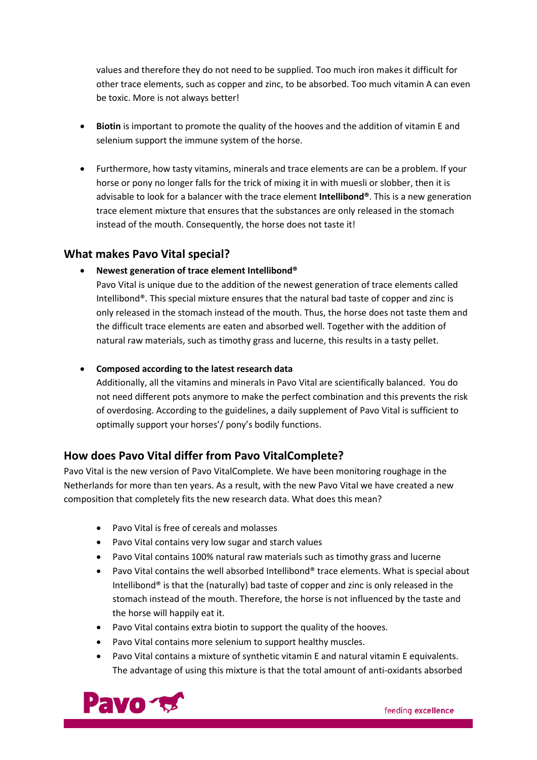values and therefore they do not need to be supplied. Too much iron makes it difficult for other trace elements, such as copper and zinc, to be absorbed. Too much vitamin A can even be toxic. More is not always better!

- **Biotin** is important to promote the quality of the hooves and the addition of vitamin E and selenium support the immune system of the horse.

- Furthermore, how tasty vitamins, minerals and trace elements are can be a problem. If your horse or pony no longer falls for the trick of mixing it in with muesli or slobber, then it is advisable to look for a balancer with the trace element **Intellibond®**. This is a new generation trace element mixture that ensures that the substances are only released in the stomach instead of the mouth. Consequently, the horse does not taste it!

## What makes Pavo Vital special?

- **Newest generation of trace element Intellibond®**
  Pavo Vital is unique due to the addition of the newest generation of trace elements called Intellibond®. This special mixture ensures that the natural bad taste of copper and zinc is only released in the stomach instead of the mouth. Thus, the horse does not taste them and the difficult trace elements are eaten and absorbed well. Together with the addition of natural raw materials, such as timothy grass and lucerne, this results in a tasty pellet.

- **Composed according to the latest research data**
  Additionally, all the vitamins and minerals in Pavo Vital are scientifically balanced. You do not need different pots anymore to make the perfect combination and this prevents the risk of overdosing. According to the guidelines, a daily supplement of Pavo Vital is sufficient to optimally support your horses'/ pony's bodily functions.

## How does Pavo Vital differ from Pavo VitalComplete?

Pavo Vital is the new version of Pavo VitalComplete. We have been monitoring roughage in the Netherlands for more than ten years. As a result, with the new Pavo Vital we have created a new composition that completely fits the new research data. What does this mean?

- Pavo Vital is free of cereals and molasses
- Pavo Vital contains very low sugar and starch values
- Pavo Vital contains 100% natural raw materials such as timothy grass and lucerne
- Pavo Vital contains the well absorbed Intellibond® trace elements. What is special about Intellibond® is that the (naturally) bad taste of copper and zinc is only released in the stomach instead of the mouth. Therefore, the horse is not influenced by the taste and the horse will happily eat it.
- Pavo Vital contains extra biotin to support the quality of the hooves.
- Pavo Vital contains more selenium to support healthy muscles.
- Pavo Vital contains a mixture of synthetic vitamin E and natural vitamin E equivalents. The advantage of using this mixture is that the total amount of anti-oxidants absorbed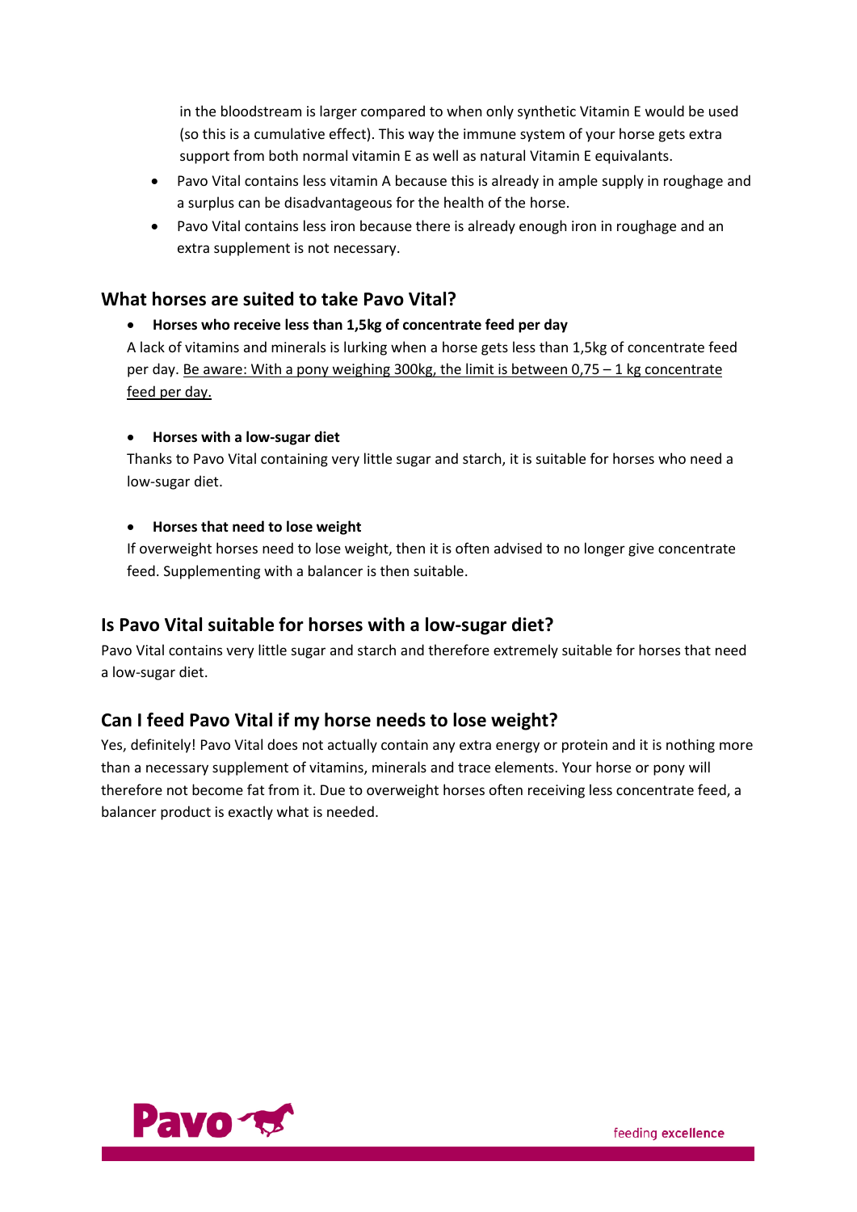in the bloodstream is larger compared to when only synthetic Vitamin E would be used (so this is a cumulative effect). This way the immune system of your horse gets extra support from both normal vitamin E as well as natural Vitamin E equivalants.

- Pavo Vital contains less vitamin A because this is already in ample supply in roughage and a surplus can be disadvantageous for the health of the horse.
- Pavo Vital contains less iron because there is already enough iron in roughage and an extra supplement is not necessary.

## What horses are suited to take Pavo Vital?

- **Horses who receive less than 1,5kg of concentrate feed per day**

A lack of vitamins and minerals is lurking when a horse gets less than 1,5kg of concentrate feed per day. <u>Be aware: With a pony weighing 300kg, the limit is between 0,75 – 1 kg concentrate feed per day.</u>

- **Horses with a low-sugar diet**

Thanks to Pavo Vital containing very little sugar and starch, it is suitable for horses who need a low-sugar diet.

- **Horses that need to lose weight**

If overweight horses need to lose weight, then it is often advised to no longer give concentrate feed. Supplementing with a balancer is then suitable.

## Is Pavo Vital suitable for horses with a low-sugar diet?

Pavo Vital contains very little sugar and starch and therefore extremely suitable for horses that need a low-sugar diet.

## Can I feed Pavo Vital if my horse needs to lose weight?

Yes, definitely! Pavo Vital does not actually contain any extra energy or protein and it is nothing more than a necessary supplement of vitamins, minerals and trace elements. Your horse or pony will therefore not become fat from it. Due to overweight horses often receiving less concentrate feed, a balancer product is exactly what is needed.